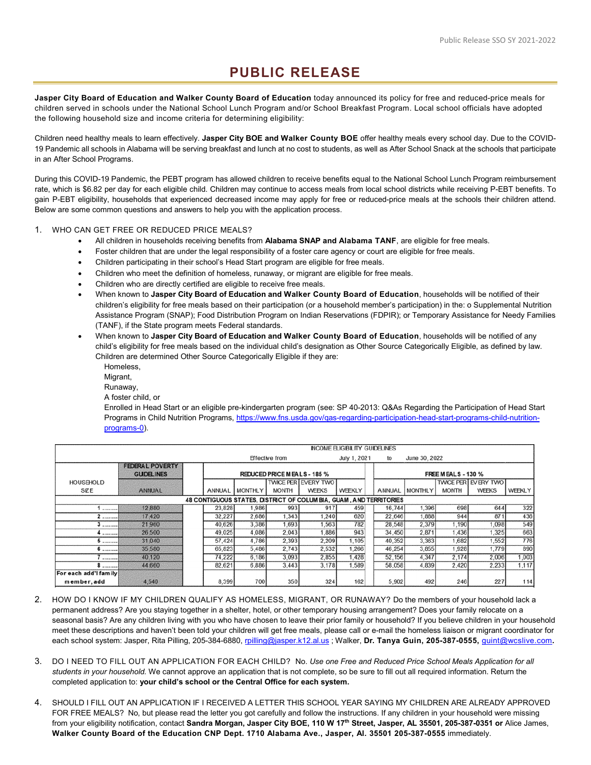# PUBLIC RELEASE

**Jasper City Board of Education and Walker County Board of Education** today announced its policy for free and reduced-price meals for children served in schools under the National School Lunch Program and/or School Breakfast Program. Local school officials have adopted the following household size and income criteria for determining eligibility:

Children need healthy meals to learn effectively. **Jasper City BOE and Walker County BOE** offer healthy meals every school day. Due to the COVID-19 Pandemic all schools in Alabama will be serving breakfast and lunch at no cost to students, as well as After School Snack at the schools that participate in an After School Programs.

During this COVID-19 Pandemic, the PEBT program has allowed children to receive benefits equal to the National School Lunch Program reimbursement rate, which is $6.82 per day for each eligible child. Children may continue to access meals from local school districts while receiving P-EBT benefits. To gain P-EBT eligibility, households that experienced decreased income may apply for free or reduced-price meals at the schools their children attend. Below are some common questions and answers to help you with the application process.

1. WHO CAN GET FREE OR REDUCED PRICE MEALS?
   - All children in households receiving benefits from **Alabama SNAP and Alabama TANF**, are eligible for free meals.
   - Foster children that are under the legal responsibility of a foster care agency or court are eligible for free meals.
   - Children participating in their school's Head Start program are eligible for free meals.
   - Children who meet the definition of homeless, runaway, or migrant are eligible for free meals.
   - Children who are directly certified are eligible to receive free meals.
   - When known to **Jasper City Board of Education and Walker County Board of Education**, households will be notified of their children's eligibility for free meals based on their participation (or a household member's participation) in the: o Supplemental Nutrition Assistance Program (SNAP); Food Distribution Program on Indian Reservations (FDPIR); or Temporary Assistance for Needy Families (TANF), if the State program meets Federal standards.
   - When known to **Jasper City Board of Education and Walker County Board of Education**, households will be notified of any child's eligibility for free meals based on the individual child's designation as Other Source Categorically Eligible, as defined by law. Children are determined Other Source Categorically Eligible if they are:

     Homeless,
     Migrant,
     Runaway,
     A foster child, or
     Enrolled in Head Start or an eligible pre-kindergarten program (see: SP 40-2013: Q&As Regarding the Participation of Head Start Programs in Child Nutrition Programs, https://www.fns.usda.gov/qas-regarding-participation-head-start-programs-child-nutrition-programs-0).

INCOME ELIGIBILITY GUIDELINES
Effective from July 1, 2021 to June 30, 2022

| HOUSEHOLD SIZE | FEDERAL POVERTY GUIDELINES | REDUCED PRICE MEALS - 185 % | | | | | FREE MEALS - 130 % | | | | |
|---|---|---|---|---|---|---|---|---|---|---|---|
| | ANNUAL | ANNUAL | MONTHLY | TWICE PER MONTH | EVERY TWO WEEKS | WEEKLY | ANNUAL | MONTHLY | TWICE PER MONTH | EVERY TWO WEEKS | WEEKLY |
| **48 CONTIGUOUS STATES, DISTRICT OF COLUMBIA, GUAM, AND TERRITORIES** | | | | | | | | | | | |
| 1 ........ | 12,880 | 23,828 | 1,986 | 993 | 917 | 459 | 16,744 | 1,396 | 698 | 644 | 322 |
| 2 ........ | 17,420 | 32,227 | 2,686 | 1,343 | 1,240 | 620 | 22,646 | 1,888 | 944 | 871 | 436 |
| 3 ........ | 21,960 | 40,626 | 3,386 | 1,693 | 1,563 | 782 | 28,548 | 2,379 | 1,190 | 1,098 | 549 |
| 4 ........ | 26,500 | 49,025 | 4,086 | 2,043 | 1,886 | 943 | 34,450 | 2,871 | 1,436 | 1,325 | 663 |
| 5 ........ | 31,040 | 57,424 | 4,786 | 2,393 | 2,209 | 1,105 | 40,352 | 3,363 | 1,682 | 1,552 | 776 |
| 6 ........ | 35,580 | 65,823 | 5,486 | 2,743 | 2,532 | 1,266 | 46,254 | 3,855 | 1,928 | 1,779 | 890 |
| 7 ........ | 40,120 | 74,222 | 6,186 | 3,093 | 2,855 | 1,428 | 52,156 | 4,347 | 2,174 | 2,006 | 1,003 |
| 8 ........ | 44,660 | 82,621 | 6,886 | 3,443 | 3,178 | 1,589 | 58,058 | 4,839 | 2,420 | 2,233 | 1,117 |
| For each add'l family member, add | 4,540 | 8,399 | 700 | 350 | 324 | 162 | 5,902 | 492 | 246 | 227 | 114 |

2. HOW DO I KNOW IF MY CHILDREN QUALIFY AS HOMELESS, MIGRANT, OR RUNAWAY? Do the members of your household lack a permanent address? Are you staying together in a shelter, hotel, or other temporary housing arrangement? Does your family relocate on a seasonal basis? Are any children living with you who have chosen to leave their prior family or household? If you believe children in your household meet these descriptions and haven't been told your children will get free meals, please call or e-mail the homeless liaison or migrant coordinator for each school system: Jasper, Rita Pilling, 205-384-6880, rpilling@jasper.k12.al.us ; Walker, **Dr. Tanya Guin, 205-387-0555,** guint@wcslive.com**.**

3. DO I NEED TO FILL OUT AN APPLICATION FOR EACH CHILD? No. *Use one Free and Reduced Price School Meals Application for all students in your household.* We cannot approve an application that is not complete, so be sure to fill out all required information. Return the completed application to: **your child's school or the Central Office for each system.**

4. SHOULD I FILL OUT AN APPLICATION IF I RECEIVED A LETTER THIS SCHOOL YEAR SAYING MY CHILDREN ARE ALREADY APPROVED FOR FREE MEALS? No, but please read the letter you got carefully and follow the instructions. If any children in your household were missing from your eligibility notification, contact **Sandra Morgan, Jasper City BOE, 110 W 17th Street, Jasper, AL 35501, 205-387-0351 or** Alice James, **Walker County Board of the Education CNP Dept. 1710 Alabama Ave., Jasper, Al. 35501 205-387-0555** immediately.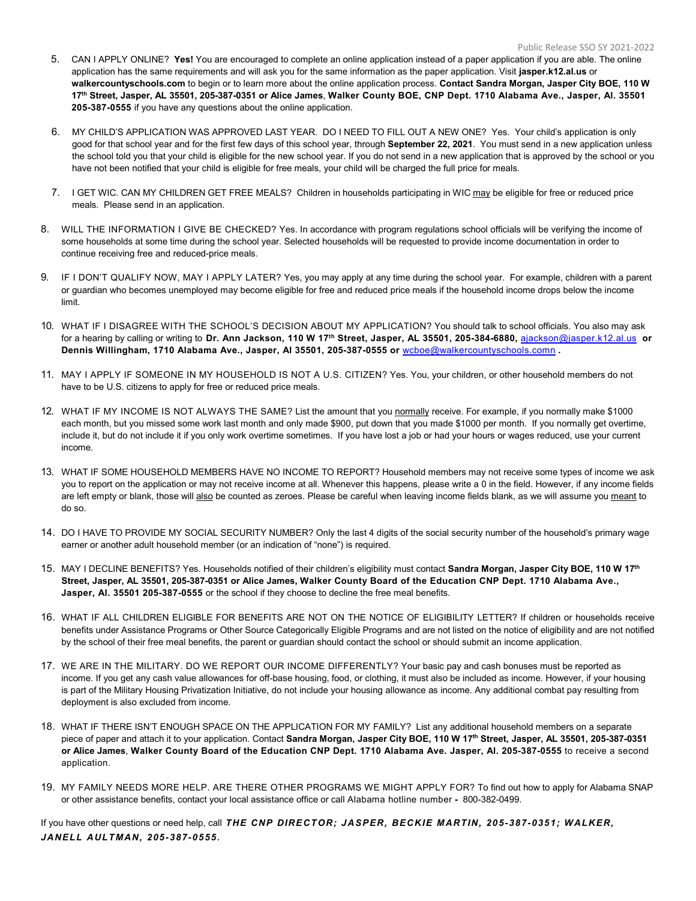5. CAN I APPLY ONLINE? **Yes!** You are encouraged to complete an online application instead of a paper application if you are able. The online application has the same requirements and will ask you for the same information as the paper application. Visit **jasper.k12.al.us** or **walkercountyschools.com** to begin or to learn more about the online application process. **Contact Sandra Morgan, Jasper City BOE, 110 W 17th Street, Jasper, AL 35501, 205-387-0351 or Alice James**, **Walker County BOE, CNP Dept. 1710 Alabama Ave., Jasper, Al. 35501 205-387-0555** if you have any questions about the online application.

6. MY CHILD'S APPLICATION WAS APPROVED LAST YEAR. DO I NEED TO FILL OUT A NEW ONE? Yes. Your child's application is only good for that school year and for the first few days of this school year, through **September 22, 2021**. You must send in a new application unless the school told you that your child is eligible for the new school year. If you do not send in a new application that is approved by the school or you have not been notified that your child is eligible for free meals, your child will be charged the full price for meals.

7. I GET WIC. CAN MY CHILDREN GET FREE MEALS? Children in households participating in WIC may be eligible for free or reduced price meals. Please send in an application.

8. WILL THE INFORMATION I GIVE BE CHECKED? Yes. In accordance with program regulations school officials will be verifying the income of some households at some time during the school year. Selected households will be requested to provide income documentation in order to continue receiving free and reduced-price meals.

9. IF I DON'T QUALIFY NOW, MAY I APPLY LATER? Yes, you may apply at any time during the school year. For example, children with a parent or guardian who becomes unemployed may become eligible for free and reduced price meals if the household income drops below the income limit.

10. WHAT IF I DISAGREE WITH THE SCHOOL'S DECISION ABOUT MY APPLICATION? You should talk to school officials. You also may ask for a hearing by calling or writing to **Dr. Ann Jackson, 110 W 17th Street, Jasper, AL 35501, 205-384-6880,** ajackson@jasper.k12.al.us **or Dennis Willingham, 1710 Alabama Ave., Jasper, Al 35501, 205-387-0555 or** wcboe@walkercountyschools.comn **.**

11. MAY I APPLY IF SOMEONE IN MY HOUSEHOLD IS NOT A U.S. CITIZEN? Yes. You, your children, or other household members do not have to be U.S. citizens to apply for free or reduced price meals.

12. WHAT IF MY INCOME IS NOT ALWAYS THE SAME? List the amount that you normally receive. For example, if you normally make $1000 each month, but you missed some work last month and only made $900, put down that you made $1000 per month. If you normally get overtime, include it, but do not include it if you only work overtime sometimes. If you have lost a job or had your hours or wages reduced, use your current income.

13. WHAT IF SOME HOUSEHOLD MEMBERS HAVE NO INCOME TO REPORT? Household members may not receive some types of income we ask you to report on the application or may not receive income at all. Whenever this happens, please write a 0 in the field. However, if any income fields are left empty or blank, those will also be counted as zeroes. Please be careful when leaving income fields blank, as we will assume you meant to do so.

14. DO I HAVE TO PROVIDE MY SOCIAL SECURITY NUMBER? Only the last 4 digits of the social security number of the household's primary wage earner or another adult household member (or an indication of "none") is required.

15. MAY I DECLINE BENEFITS? Yes. Households notified of their children's eligibility must contact **Sandra Morgan, Jasper City BOE, 110 W 17th Street, Jasper, AL 35501, 205-387-0351 or Alice James, Walker County Board of the Education CNP Dept. 1710 Alabama Ave., Jasper, Al. 35501 205-387-0555** or the school if they choose to decline the free meal benefits.

16. WHAT IF ALL CHILDREN ELIGIBLE FOR BENEFITS ARE NOT ON THE NOTICE OF ELIGIBILITY LETTER? If children or households receive benefits under Assistance Programs or Other Source Categorically Eligible Programs and are not listed on the notice of eligibility and are not notified by the school of their free meal benefits, the parent or guardian should contact the school or should submit an income application.

17. WE ARE IN THE MILITARY. DO WE REPORT OUR INCOME DIFFERENTLY? Your basic pay and cash bonuses must be reported as income. If you get any cash value allowances for off-base housing, food, or clothing, it must also be included as income. However, if your housing is part of the Military Housing Privatization Initiative, do not include your housing allowance as income. Any additional combat pay resulting from deployment is also excluded from income.

18. WHAT IF THERE ISN'T ENOUGH SPACE ON THE APPLICATION FOR MY FAMILY? List any additional household members on a separate piece of paper and attach it to your application. Contact **Sandra Morgan, Jasper City BOE, 110 W 17th Street, Jasper, AL 35501, 205-387-0351 or Alice James**, **Walker County Board of the Education CNP Dept. 1710 Alabama Ave. Jasper, Al. 205-387-0555** to receive a second application.

19. MY FAMILY NEEDS MORE HELP. ARE THERE OTHER PROGRAMS WE MIGHT APPLY FOR? To find out how to apply for Alabama SNAP or other assistance benefits, contact your local assistance office or call Alabama hotline number **-** 800-382-0499.

If you have other questions or need help, call ***THE CNP DIRECTOR; JASPER, BECKIE MARTIN, 205-387-0351; WALKER, JANELL AULTMAN, 205-387-0555.***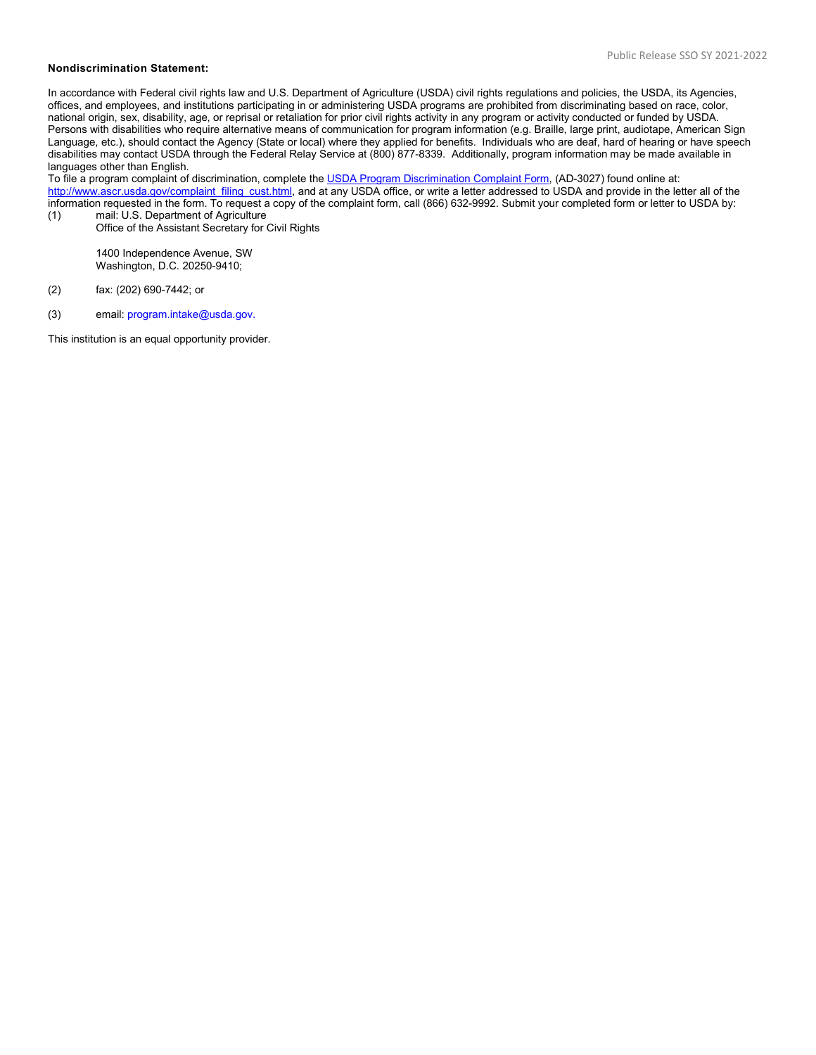**Nondiscrimination Statement:**

In accordance with Federal civil rights law and U.S. Department of Agriculture (USDA) civil rights regulations and policies, the USDA, its Agencies, offices, and employees, and institutions participating in or administering USDA programs are prohibited from discriminating based on race, color, national origin, sex, disability, age, or reprisal or retaliation for prior civil rights activity in any program or activity conducted or funded by USDA. Persons with disabilities who require alternative means of communication for program information (e.g. Braille, large print, audiotape, American Sign Language, etc.), should contact the Agency (State or local) where they applied for benefits. Individuals who are deaf, hard of hearing or have speech disabilities may contact USDA through the Federal Relay Service at (800) 877-8339. Additionally, program information may be made available in languages other than English.
To file a program complaint of discrimination, complete the USDA Program Discrimination Complaint Form, (AD-3027) found online at: http://www.ascr.usda.gov/complaint_filing_cust.html, and at any USDA office, or write a letter addressed to USDA and provide in the letter all of the information requested in the form. To request a copy of the complaint form, call (866) 632-9992. Submit your completed form or letter to USDA by:

(1) mail: U.S. Department of Agriculture
Office of the Assistant Secretary for Civil Rights

1400 Independence Avenue, SW
Washington, D.C. 20250-9410;

(2) fax: (202) 690-7442; or

(3) email: program.intake@usda.gov.

This institution is an equal opportunity provider.